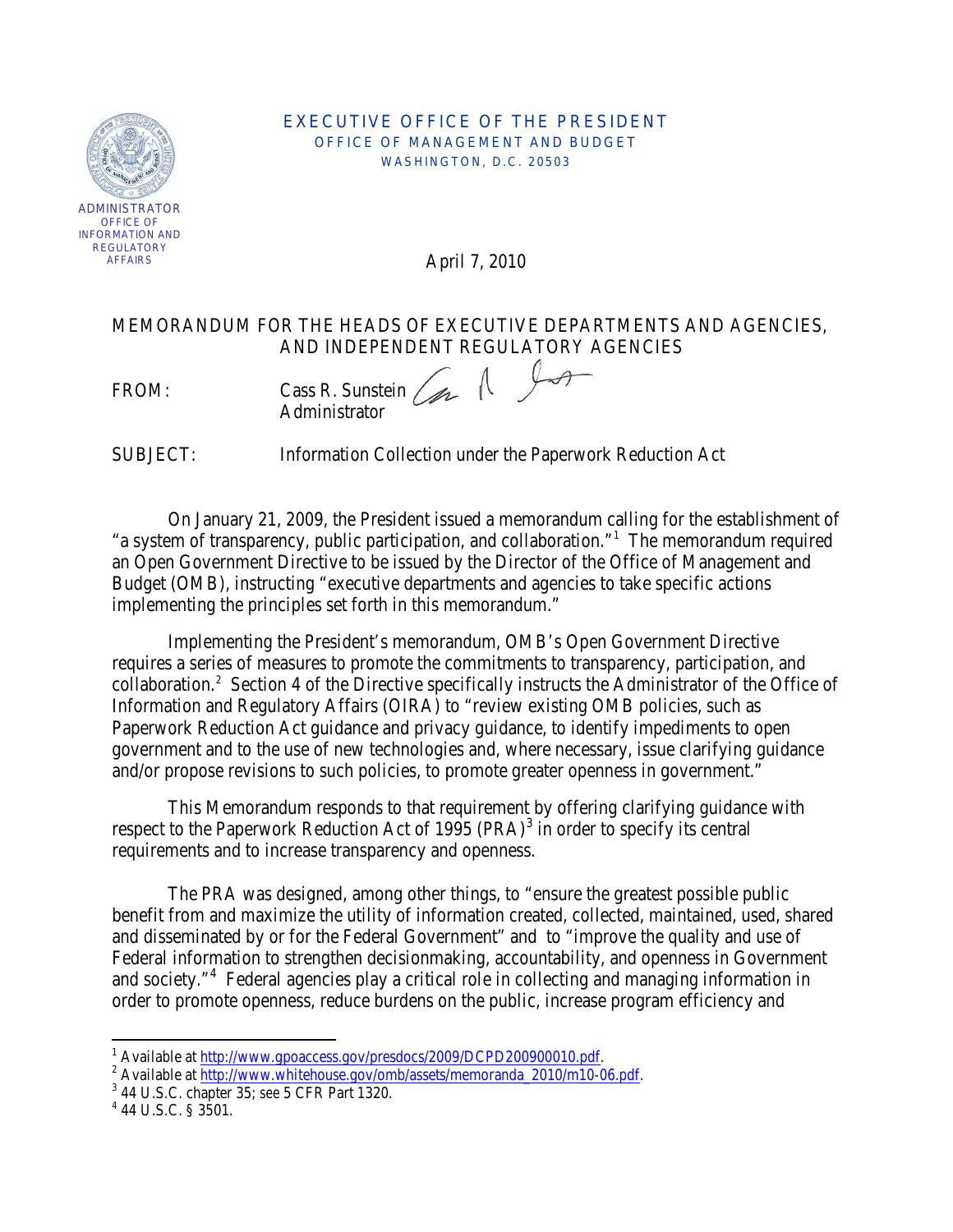EXECUTIVE OFFICE OF THE PRESIDENT
OFFICE OF MANAGEMENT AND BUDGET
WASHINGTON, D.C. 20503

ADMINISTRATOR
OFFICE OF
INFORMATION AND
REGULATORY
AFFAIRS

April 7, 2010

MEMORANDUM FOR THE HEADS OF EXECUTIVE DEPARTMENTS AND AGENCIES, AND INDEPENDENT REGULATORY AGENCIES

FROM: Cass R. Sunstein
Administrator

SUBJECT: Information Collection under the Paperwork Reduction Act

On January 21, 2009, the President issued a memorandum calling for the establishment of "a system of transparency, public participation, and collaboration."[1] The memorandum required an Open Government Directive to be issued by the Director of the Office of Management and Budget (OMB), instructing "executive departments and agencies to take specific actions implementing the principles set forth in this memorandum."

Implementing the President's memorandum, OMB's Open Government Directive requires a series of measures to promote the commitments to transparency, participation, and collaboration.[2] Section 4 of the Directive specifically instructs the Administrator of the Office of Information and Regulatory Affairs (OIRA) to "review existing OMB policies, such as Paperwork Reduction Act guidance and privacy guidance, to identify impediments to open government and to the use of new technologies and, where necessary, issue clarifying guidance and/or propose revisions to such policies, to promote greater openness in government."

This Memorandum responds to that requirement by offering clarifying guidance with respect to the Paperwork Reduction Act of 1995 (PRA)[3] in order to specify its central requirements and to increase transparency and openness.

The PRA was designed, among other things, to "ensure the greatest possible public benefit from and maximize the utility of information created, collected, maintained, used, shared and disseminated by or for the Federal Government" and to "improve the quality and use of Federal information to strengthen decisionmaking, accountability, and openness in Government and society."[4] Federal agencies play a critical role in collecting and managing information in order to promote openness, reduce burdens on the public, increase program efficiency and

---

[1] Available at http://www.gpoaccess.gov/presdocs/2009/DCPD200900010.pdf.

[2] Available at http://www.whitehouse.gov/omb/assets/memoranda_2010/m10-06.pdf.

[3] 44 U.S.C. chapter 35; see 5 CFR Part 1320.

[4] 44 U.S.C. § 3501.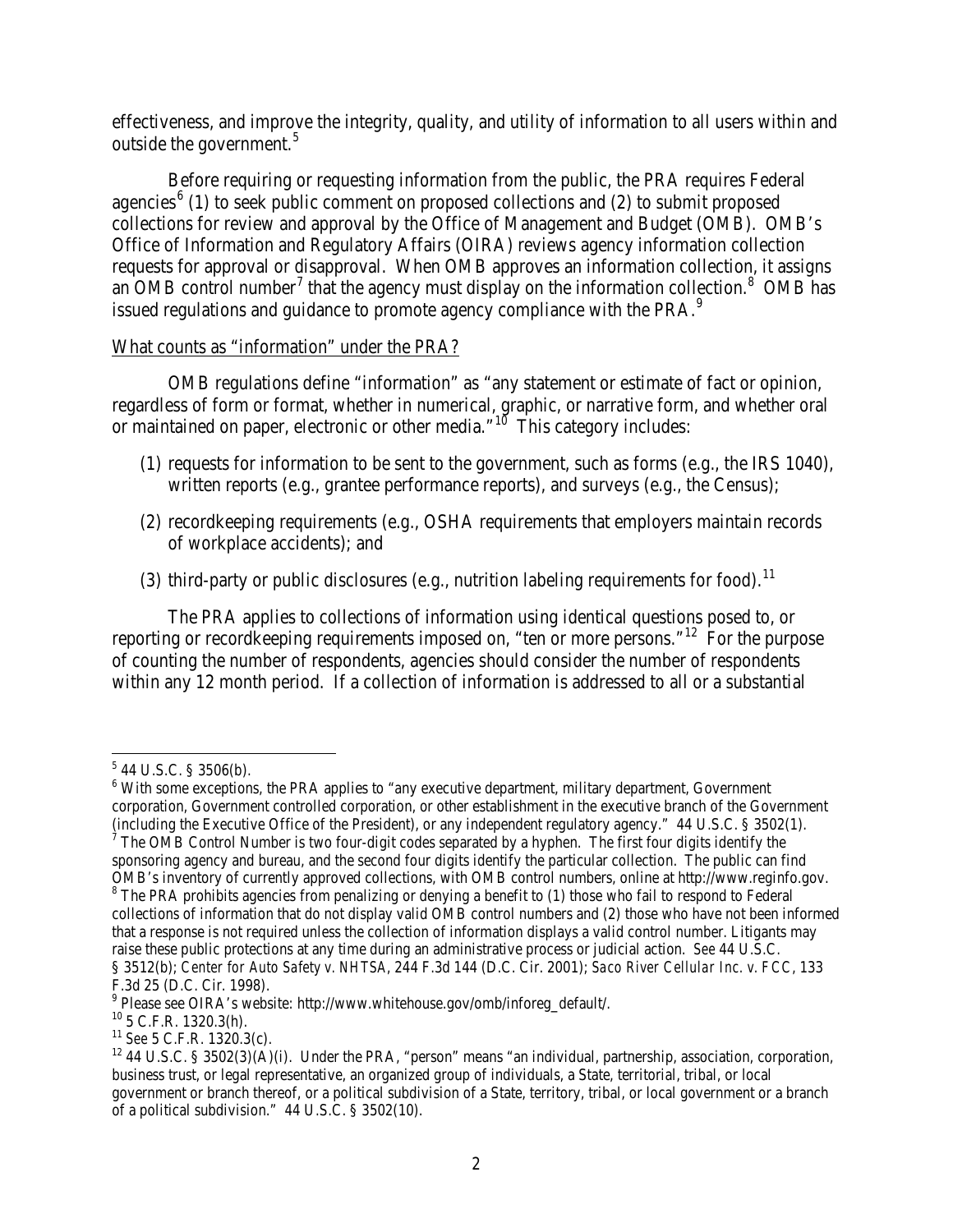effectiveness, and improve the integrity, quality, and utility of information to all users within and outside the government.[5]

Before requiring or requesting information from the public, the PRA requires Federal agencies[6] (1) to seek public comment on proposed collections and (2) to submit proposed collections for review and approval by the Office of Management and Budget (OMB). OMB's Office of Information and Regulatory Affairs (OIRA) reviews agency information collection requests for approval or disapproval. When OMB approves an information collection, it assigns an OMB control number[7] that the agency must display on the information collection.[8] OMB has issued regulations and guidance to promote agency compliance with the PRA.[9]

<u>What counts as "information" under the PRA?</u>

OMB regulations define "information" as "any statement or estimate of fact or opinion, regardless of form or format, whether in numerical, graphic, or narrative form, and whether oral or maintained on paper, electronic or other media."[10] This category includes:

(1) requests for information to be sent to the government, such as forms (e.g., the IRS 1040), written reports (e.g., grantee performance reports), and surveys (e.g., the Census);

(2) recordkeeping requirements (e.g., OSHA requirements that employers maintain records of workplace accidents); and

(3) third-party or public disclosures (e.g., nutrition labeling requirements for food).[11]

The PRA applies to collections of information using identical questions posed to, or reporting or recordkeeping requirements imposed on, "ten or more persons."[12] For the purpose of counting the number of respondents, agencies should consider the number of respondents within any 12 month period. If a collection of information is addressed to all or a substantial

---

[5] 44 U.S.C. § 3506(b).

[6] With some exceptions, the PRA applies to "any executive department, military department, Government corporation, Government controlled corporation, or other establishment in the executive branch of the Government (including the Executive Office of the President), or any independent regulatory agency." 44 U.S.C. § 3502(1).

[7] The OMB Control Number is two four-digit codes separated by a hyphen. The first four digits identify the sponsoring agency and bureau, and the second four digits identify the particular collection. The public can find OMB's inventory of currently approved collections, with OMB control numbers, online at http://www.reginfo.gov.

[8] The PRA prohibits agencies from penalizing or denying a benefit to (1) those who fail to respond to Federal collections of information that do not display valid OMB control numbers and (2) those who have not been informed that a response is not required unless the collection of information displays a valid control number. Litigants may raise these public protections at any time during an administrative process or judicial action. *See* 44 U.S.C. § 3512(b); *Center for Auto Safety v. NHTSA*, 244 F.3d 144 (D.C. Cir. 2001); *Saco River Cellular Inc. v. FCC*, 133 F.3d 25 (D.C. Cir. 1998).

[9] Please see OIRA's website: http://www.whitehouse.gov/omb/inforeg_default/.

[10] 5 C.F.R. 1320.3(h).

[11] *See* 5 C.F.R. 1320.3(c).

[12] 44 U.S.C. § 3502(3)(A)(i). Under the PRA, "person" means "an individual, partnership, association, corporation, business trust, or legal representative, an organized group of individuals, a State, territorial, tribal, or local government or branch thereof, or a political subdivision of a State, territory, tribal, or local government or a branch of a political subdivision." 44 U.S.C. § 3502(10).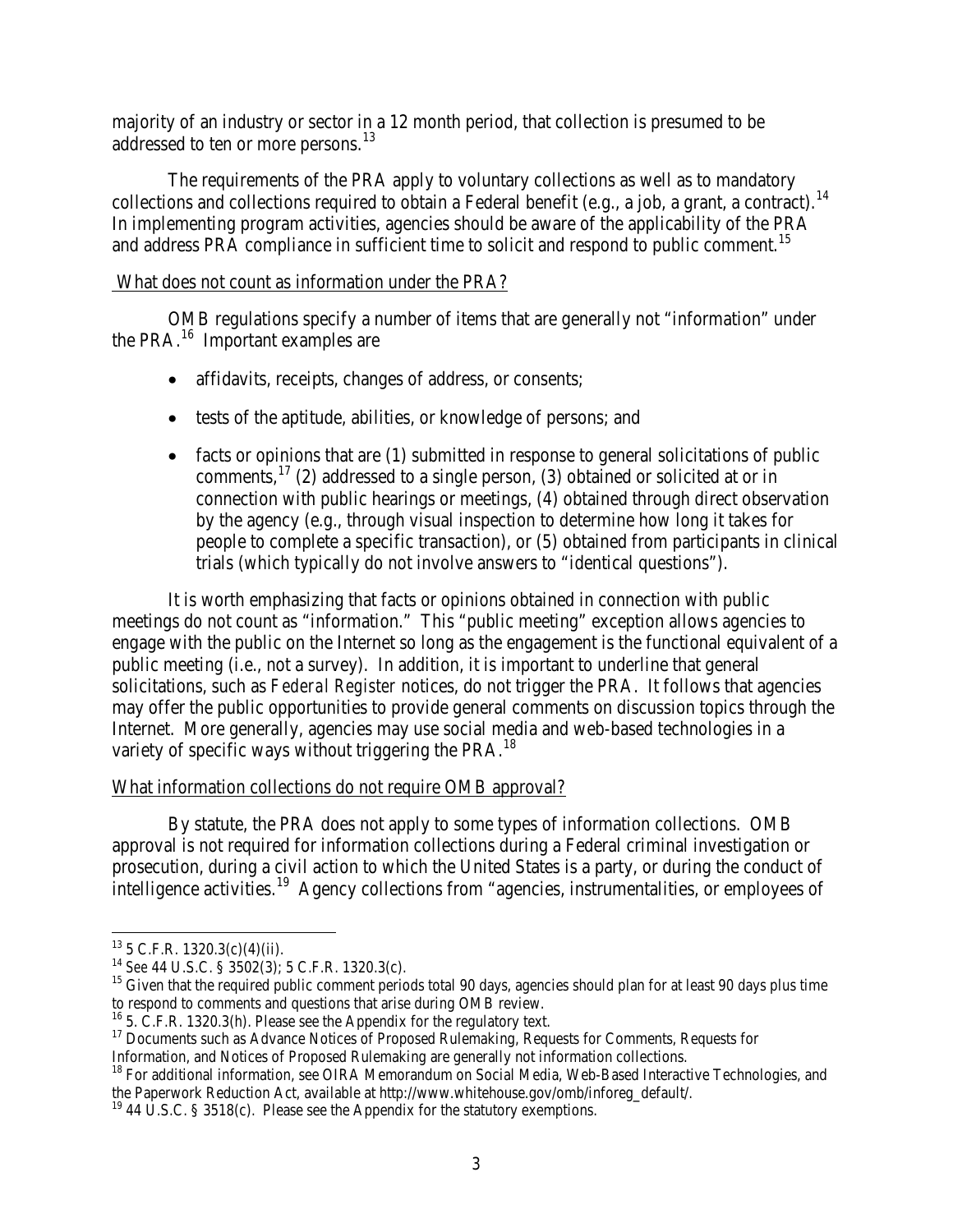majority of an industry or sector in a 12 month period, that collection is presumed to be addressed to ten or more persons.[13]

The requirements of the PRA apply to voluntary collections as well as to mandatory collections and collections required to obtain a Federal benefit (e.g., a job, a grant, a contract).[14] In implementing program activities, agencies should be aware of the applicability of the PRA and address PRA compliance in sufficient time to solicit and respond to public comment.[15]

## What does not count as information under the PRA?

OMB regulations specify a number of items that are generally not "information" under the PRA.[16] Important examples are

- affidavits, receipts, changes of address, or consents;
- tests of the aptitude, abilities, or knowledge of persons; and
- facts or opinions that are (1) submitted in response to general solicitations of public comments,[17] (2) addressed to a single person, (3) obtained or solicited at or in connection with public hearings or meetings, (4) obtained through direct observation by the agency (e.g., through visual inspection to determine how long it takes for people to complete a specific transaction), or (5) obtained from participants in clinical trials (which typically do not involve answers to "identical questions").

It is worth emphasizing that facts or opinions obtained in connection with public meetings do not count as "information." This "public meeting" exception allows agencies to engage with the public on the Internet so long as the engagement is the functional equivalent of a public meeting (i.e., not a survey). In addition, it is important to underline that general solicitations, such as *Federal Register* notices, do not trigger the PRA. It follows that agencies may offer the public opportunities to provide general comments on discussion topics through the Internet. More generally, agencies may use social media and web-based technologies in a variety of specific ways without triggering the PRA.[18]

## What information collections do not require OMB approval?

By statute, the PRA does not apply to some types of information collections. OMB approval is not required for information collections during a Federal criminal investigation or prosecution, during a civil action to which the United States is a party, or during the conduct of intelligence activities.[19] Agency collections from "agencies, instrumentalities, or employees of

---

[13] 5 C.F.R. 1320.3(c)(4)(ii).

[14] *See* 44 U.S.C. § 3502(3); 5 C.F.R. 1320.3(c).

[15] Given that the required public comment periods total 90 days, agencies should plan for at least 90 days plus time to respond to comments and questions that arise during OMB review.

[16] 5. C.F.R. 1320.3(h). Please see the Appendix for the regulatory text.

[17] Documents such as Advance Notices of Proposed Rulemaking, Requests for Comments, Requests for Information, and Notices of Proposed Rulemaking are generally not information collections.

[18] For additional information, see OIRA Memorandum on Social Media, Web-Based Interactive Technologies, and the Paperwork Reduction Act, available at http://www.whitehouse.gov/omb/inforeg_default/.

[19] 44 U.S.C. § 3518(c). Please see the Appendix for the statutory exemptions.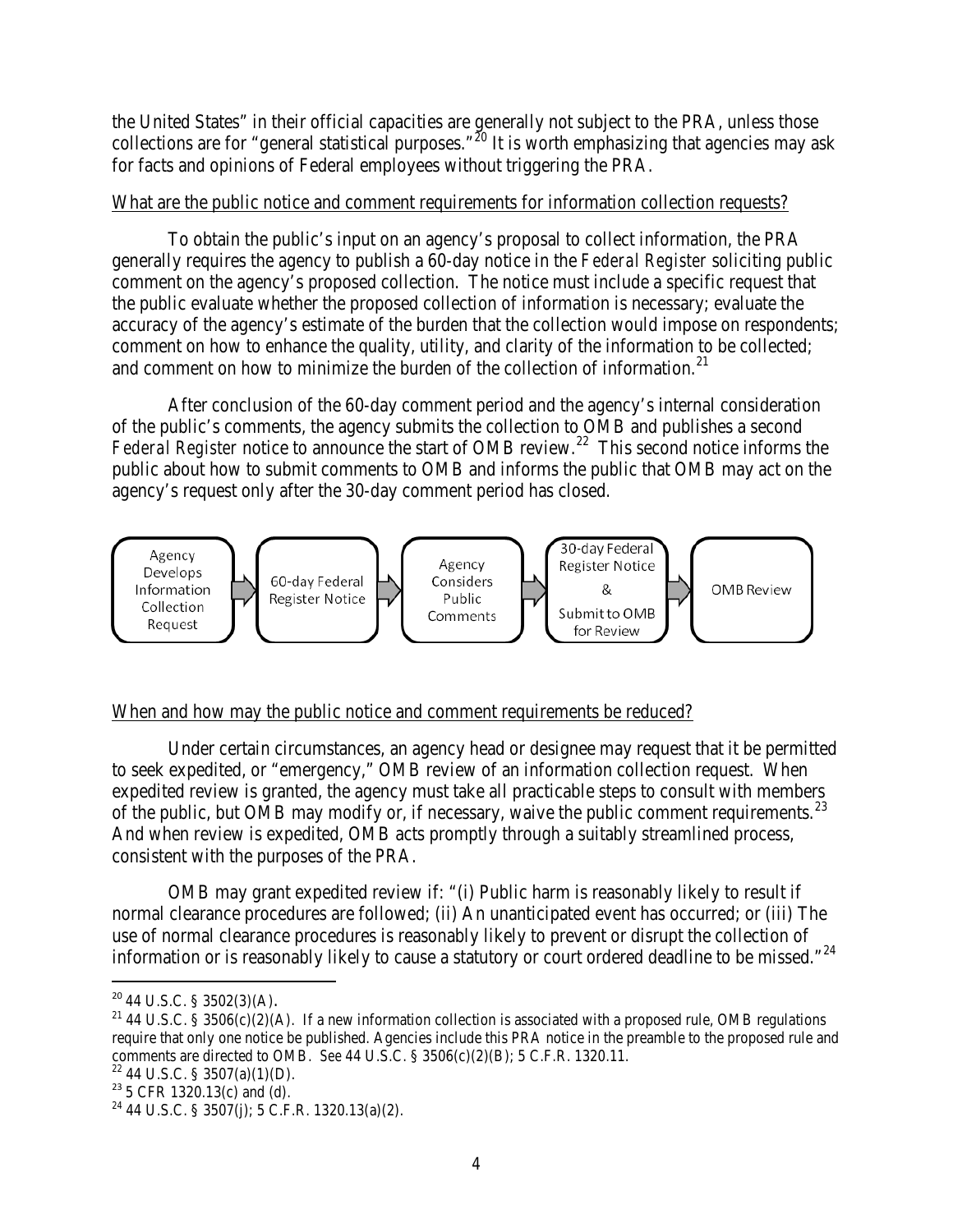the United States" in their official capacities are generally not subject to the PRA, unless those collections are for "general statistical purposes."[20] It is worth emphasizing that agencies may ask for facts and opinions of Federal employees without triggering the PRA.

What are the public notice and comment requirements for information collection requests?

To obtain the public's input on an agency's proposal to collect information, the PRA generally requires the agency to publish a 60-day notice in the *Federal Register* soliciting public comment on the agency's proposed collection. The notice must include a specific request that the public evaluate whether the proposed collection of information is necessary; evaluate the accuracy of the agency's estimate of the burden that the collection would impose on respondents; comment on how to enhance the quality, utility, and clarity of the information to be collected; and comment on how to minimize the burden of the collection of information.[21]

After conclusion of the 60-day comment period and the agency's internal consideration of the public's comments, the agency submits the collection to OMB and publishes a second *Federal Register* notice to announce the start of OMB review.[22] This second notice informs the public about how to submit comments to OMB and informs the public that OMB may act on the agency's request only after the 30-day comment period has closed.

Agency Develops Information Collection Request → 60-day Federal Register Notice → Agency Considers Public Comments → 30-day Federal Register Notice & Submit to OMB for Review → OMB Review

When and how may the public notice and comment requirements be reduced?

Under certain circumstances, an agency head or designee may request that it be permitted to seek expedited, or "emergency," OMB review of an information collection request. When expedited review is granted, the agency must take all practicable steps to consult with members of the public, but OMB may modify or, if necessary, waive the public comment requirements.[23] And when review is expedited, OMB acts promptly through a suitably streamlined process, consistent with the purposes of the PRA.

OMB may grant expedited review if: "(i) Public harm is reasonably likely to result if normal clearance procedures are followed; (ii) An unanticipated event has occurred; or (iii) The use of normal clearance procedures is reasonably likely to prevent or disrupt the collection of information or is reasonably likely to cause a statutory or court ordered deadline to be missed."[24]

---

[20] 44 U.S.C. § 3502(3)(A).

[21] 44 U.S.C. § 3506(c)(2)(A). If a new information collection is associated with a proposed rule, OMB regulations require that only one notice be published. Agencies include this PRA notice in the preamble to the proposed rule and comments are directed to OMB. *See* 44 U.S.C. § 3506(c)(2)(B); 5 C.F.R. 1320.11.

[22] 44 U.S.C. § 3507(a)(1)(D).

[23] 5 CFR 1320.13(c) and (d).

[24] 44 U.S.C. § 3507(j); 5 C.F.R. 1320.13(a)(2).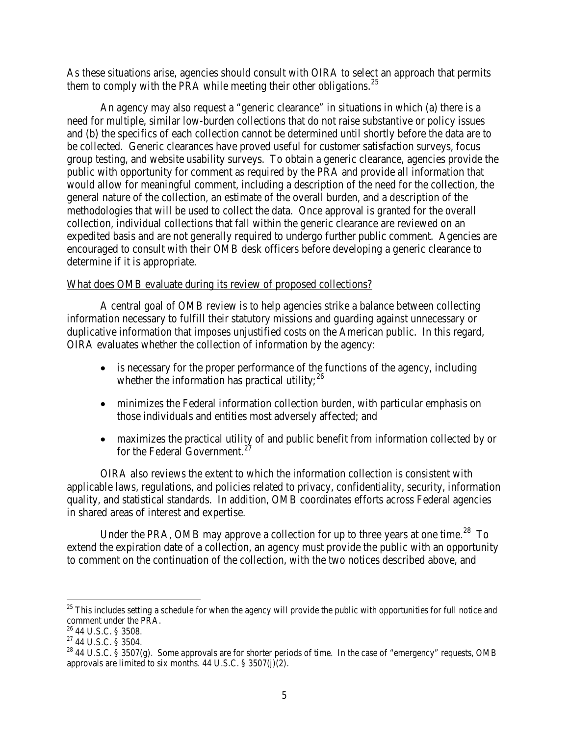As these situations arise, agencies should consult with OIRA to select an approach that permits them to comply with the PRA while meeting their other obligations.[25]

An agency may also request a "generic clearance" in situations in which (a) there is a need for multiple, similar low-burden collections that do not raise substantive or policy issues and (b) the specifics of each collection cannot be determined until shortly before the data are to be collected. Generic clearances have proved useful for customer satisfaction surveys, focus group testing, and website usability surveys. To obtain a generic clearance, agencies provide the public with opportunity for comment as required by the PRA and provide all information that would allow for meaningful comment, including a description of the need for the collection, the general nature of the collection, an estimate of the overall burden, and a description of the methodologies that will be used to collect the data. Once approval is granted for the overall collection, individual collections that fall within the generic clearance are reviewed on an expedited basis and are not generally required to undergo further public comment. Agencies are encouraged to consult with their OMB desk officers before developing a generic clearance to determine if it is appropriate.

What does OMB evaluate during its review of proposed collections?

A central goal of OMB review is to help agencies strike a balance between collecting information necessary to fulfill their statutory missions and guarding against unnecessary or duplicative information that imposes unjustified costs on the American public. In this regard, OIRA evaluates whether the collection of information by the agency:

- is necessary for the proper performance of the functions of the agency, including whether the information has practical utility;[26]
- minimizes the Federal information collection burden, with particular emphasis on those individuals and entities most adversely affected; and
- maximizes the practical utility of and public benefit from information collected by or for the Federal Government.[27]

OIRA also reviews the extent to which the information collection is consistent with applicable laws, regulations, and policies related to privacy, confidentiality, security, information quality, and statistical standards. In addition, OMB coordinates efforts across Federal agencies in shared areas of interest and expertise.

Under the PRA, OMB may approve a collection for up to three years at one time.[28] To extend the expiration date of a collection, an agency must provide the public with an opportunity to comment on the continuation of the collection, with the two notices described above, and

---

[25] This includes setting a schedule for when the agency will provide the public with opportunities for full notice and comment under the PRA.

[26] 44 U.S.C. § 3508.

[27] 44 U.S.C. § 3504.

[28] 44 U.S.C. § 3507(g). Some approvals are for shorter periods of time. In the case of "emergency" requests, OMB approvals are limited to six months. 44 U.S.C. § 3507(j)(2).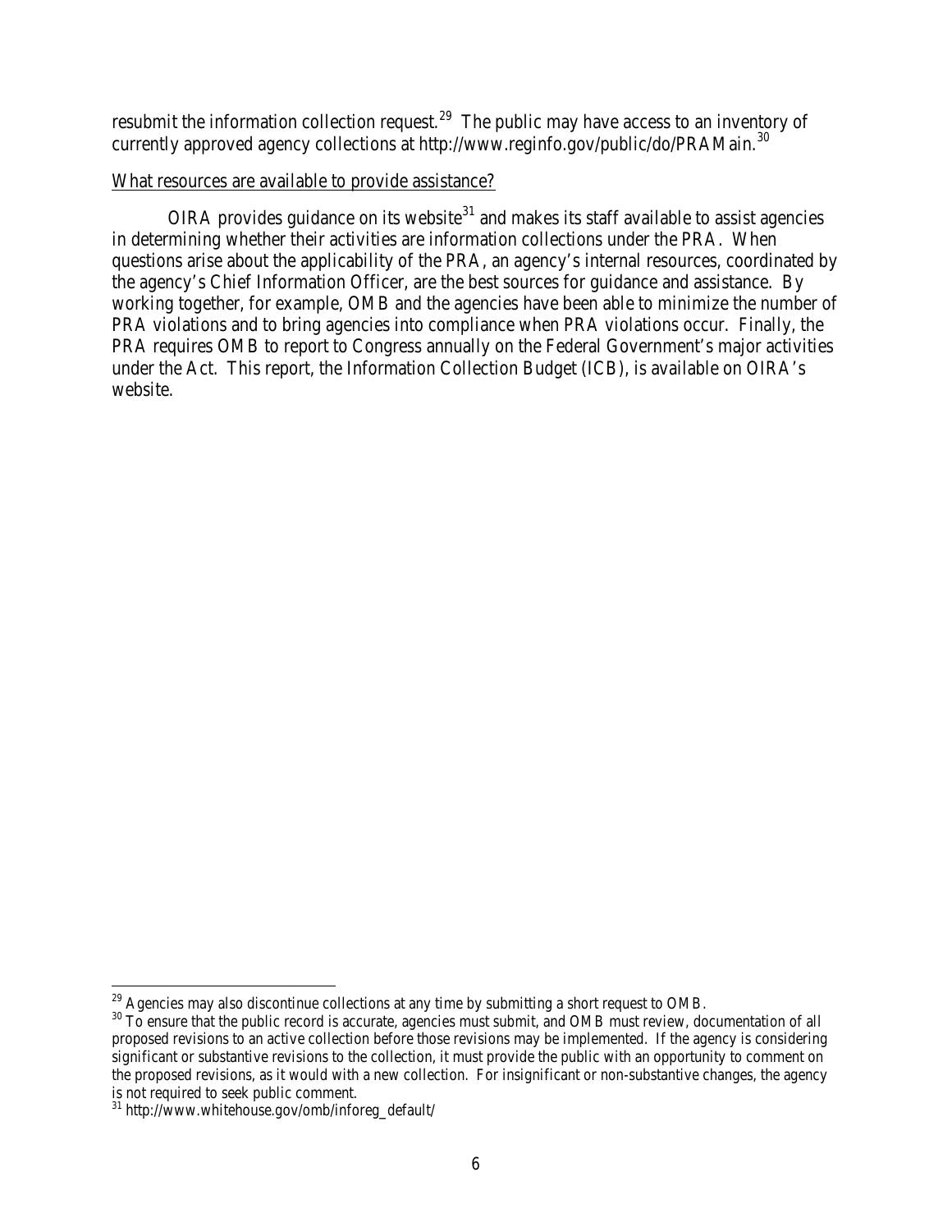resubmit the information collection request.[29] The public may have access to an inventory of currently approved agency collections at http://www.reginfo.gov/public/do/PRAMain.[30]

<u>What resources are available to provide assistance?</u>

OIRA provides guidance on its website[31] and makes its staff available to assist agencies in determining whether their activities are information collections under the PRA. When questions arise about the applicability of the PRA, an agency's internal resources, coordinated by the agency's Chief Information Officer, are the best sources for guidance and assistance. By working together, for example, OMB and the agencies have been able to minimize the number of PRA violations and to bring agencies into compliance when PRA violations occur. Finally, the PRA requires OMB to report to Congress annually on the Federal Government's major activities under the Act. This report, the Information Collection Budget (ICB), is available on OIRA's website.

---

[29] Agencies may also discontinue collections at any time by submitting a short request to OMB.

[30] To ensure that the public record is accurate, agencies must submit, and OMB must review, documentation of all proposed revisions to an active collection before those revisions may be implemented. If the agency is considering significant or substantive revisions to the collection, it must provide the public with an opportunity to comment on the proposed revisions, as it would with a new collection. For insignificant or non-substantive changes, the agency is not required to seek public comment.

[31] http://www.whitehouse.gov/omb/inforeg_default/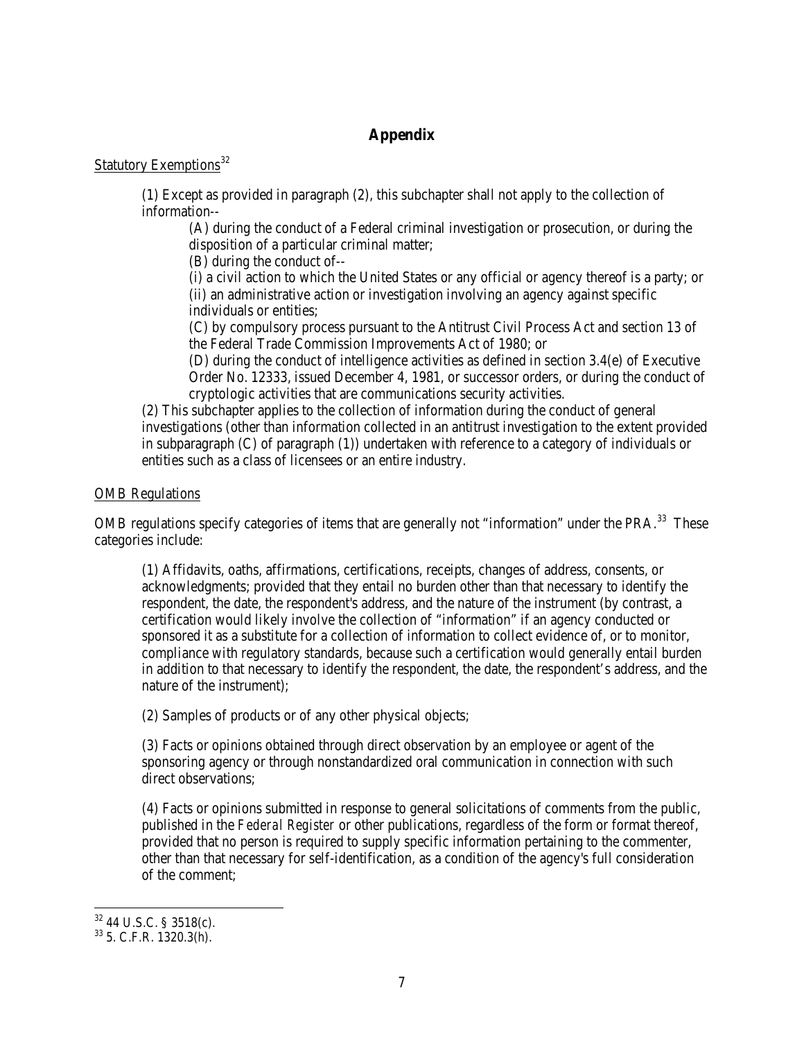## Appendix

Statutory Exemptions[32]

> (1) Except as provided in paragraph (2), this subchapter shall not apply to the collection of information--
>
> > (A) during the conduct of a Federal criminal investigation or prosecution, or during the disposition of a particular criminal matter;
> >
> > (B) during the conduct of--
> >
> > (i) a civil action to which the United States or any official or agency thereof is a party; or
> >
> > (ii) an administrative action or investigation involving an agency against specific individuals or entities;
> >
> > (C) by compulsory process pursuant to the Antitrust Civil Process Act and section 13 of the Federal Trade Commission Improvements Act of 1980; or
> >
> > (D) during the conduct of intelligence activities as defined in section 3.4(e) of Executive Order No. 12333, issued December 4, 1981, or successor orders, or during the conduct of cryptologic activities that are communications security activities.
>
> (2) This subchapter applies to the collection of information during the conduct of general investigations (other than information collected in an antitrust investigation to the extent provided in subparagraph (C) of paragraph (1)) undertaken with reference to a category of individuals or entities such as a class of licensees or an entire industry.

OMB Regulations

OMB regulations specify categories of items that are generally not "information" under the PRA.[33] These categories include:

> (1) Affidavits, oaths, affirmations, certifications, receipts, changes of address, consents, or acknowledgments; provided that they entail no burden other than that necessary to identify the respondent, the date, the respondent's address, and the nature of the instrument (by contrast, a certification would likely involve the collection of "information" if an agency conducted or sponsored it as a substitute for a collection of information to collect evidence of, or to monitor, compliance with regulatory standards, because such a certification would generally entail burden in addition to that necessary to identify the respondent, the date, the respondent's address, and the nature of the instrument);
>
> (2) Samples of products or of any other physical objects;
>
> (3) Facts or opinions obtained through direct observation by an employee or agent of the sponsoring agency or through nonstandardized oral communication in connection with such direct observations;
>
> (4) Facts or opinions submitted in response to general solicitations of comments from the public, published in the *Federal Register* or other publications, regardless of the form or format thereof, provided that no person is required to supply specific information pertaining to the commenter, other than that necessary for self-identification, as a condition of the agency's full consideration of the comment;

---

[32] 44 U.S.C. § 3518(c).

[33] 5. C.F.R. 1320.3(h).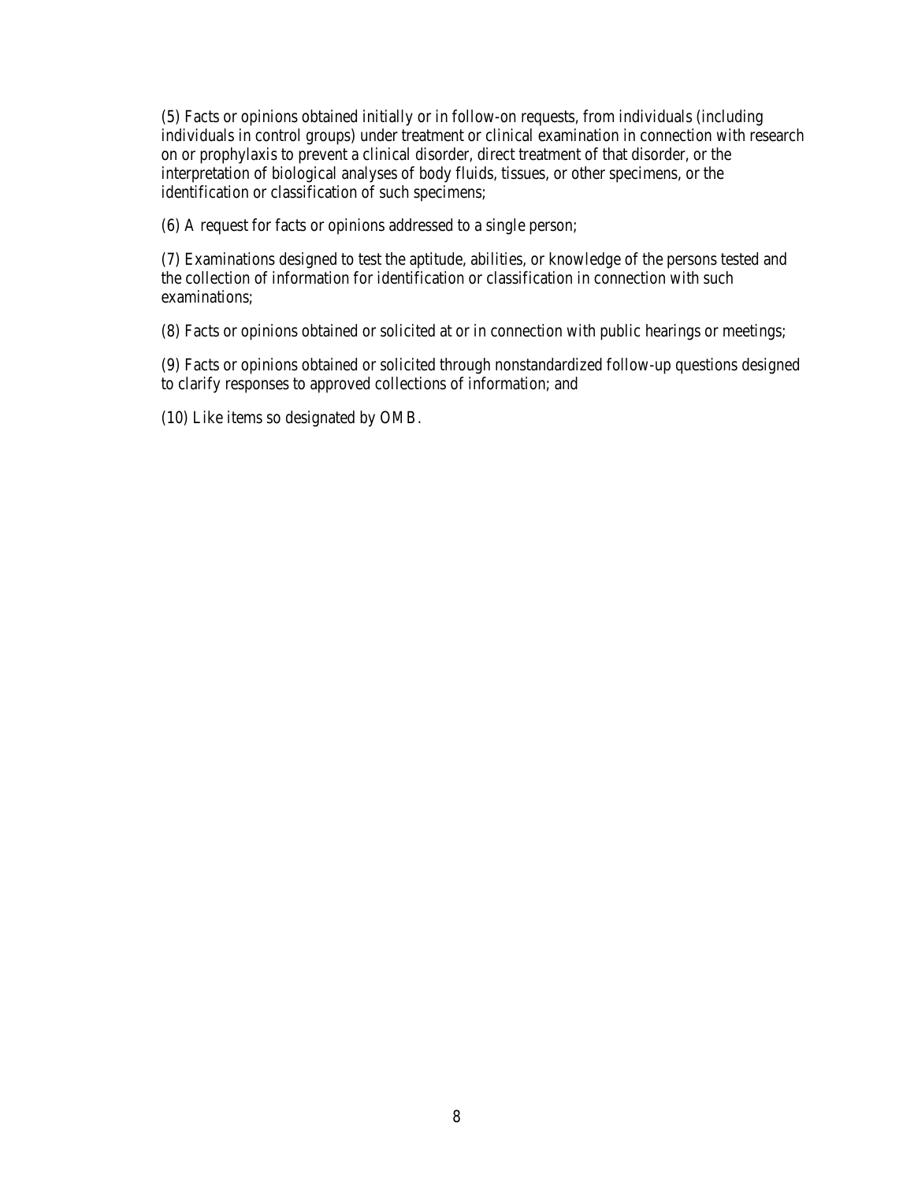(5) Facts or opinions obtained initially or in follow-on requests, from individuals (including individuals in control groups) under treatment or clinical examination in connection with research on or prophylaxis to prevent a clinical disorder, direct treatment of that disorder, or the interpretation of biological analyses of body fluids, tissues, or other specimens, or the identification or classification of such specimens;

(6) A request for facts or opinions addressed to a single person;

(7) Examinations designed to test the aptitude, abilities, or knowledge of the persons tested and the collection of information for identification or classification in connection with such examinations;

(8) Facts or opinions obtained or solicited at or in connection with public hearings or meetings;

(9) Facts or opinions obtained or solicited through nonstandardized follow-up questions designed to clarify responses to approved collections of information; and

(10) Like items so designated by OMB.